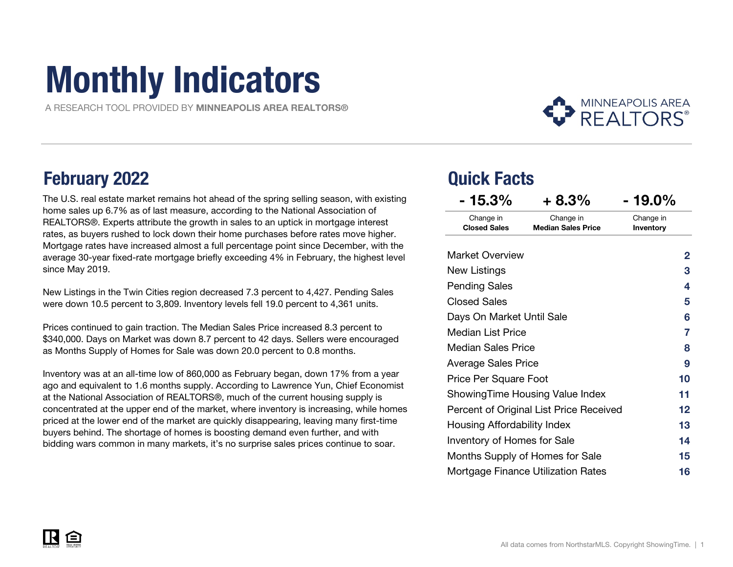# Monthly Indicators

A RESEARCH TOOL PROVIDED BY **MINNEAPOLIS AREA REALTORS®**

MINNEAPOLIS AREA REALTORS®

## February 2022

The U.S. real estate market remains hot ahead of the spring selling season, with existing home sales up 6.7% as of last measure, according to the National Association of REALTORS®. Experts attribute the growth in sales to an uptick in mortgage interest rates, as buyers rushed to lock down their home purchases before rates move higher. Mortgage rates have increased almost a full percentage point since December, with the average 30-year fixed-rate mortgage briefly exceeding 4% in February, the highest level since May 2019.

New Listings in the Twin Cities region decreased 7.3 percent to 4,427. Pending Sales were down 10.5 percent to 3,809. Inventory levels fell 19.0 percent to 4,361 units.

Prices continued to gain traction. The Median Sales Price increased 8.3 percent to $340,000. Days on Market was down 8.7 percent to 42 days. Sellers were encouraged as Months Supply of Homes for Sale was down 20.0 percent to 0.8 months.

Inventory was at an all-time low of 860,000 as February began, down 17% from a year ago and equivalent to 1.6 months supply. According to Lawrence Yun, Chief Economist at the National Association of REALTORS®, much of the current housing supply is concentrated at the upper end of the market, where inventory is increasing, while homes priced at the lower end of the market are quickly disappearing, leaving many first-time buyers behind. The shortage of homes is boosting demand even further, and with bidding wars common in many markets, it's no surprise sales prices continue to soar.

## Quick Facts

| - 15.3% | + 8.3% | - 19.0% |
|---|---|---|
| Change in **Closed Sales** | Change in **Median Sales Price** | Change in **Inventory** |

| | |
|---|---|
| Market Overview | 2 |
| New Listings | 3 |
| Pending Sales | 4 |
| Closed Sales | 5 |
| Days On Market Until Sale | 6 |
| Median List Price | 7 |
| Median Sales Price | 8 |
| Average Sales Price | 9 |
| Price Per Square Foot | 10 |
| ShowingTime Housing Value Index | 11 |
| Percent of Original List Price Received | 12 |
| Housing Affordability Index | 13 |
| Inventory of Homes for Sale | 14 |
| Months Supply of Homes for Sale | 15 |
| Mortgage Finance Utilization Rates | 16 |

All data comes from NorthstarMLS. Copyright ShowingTime.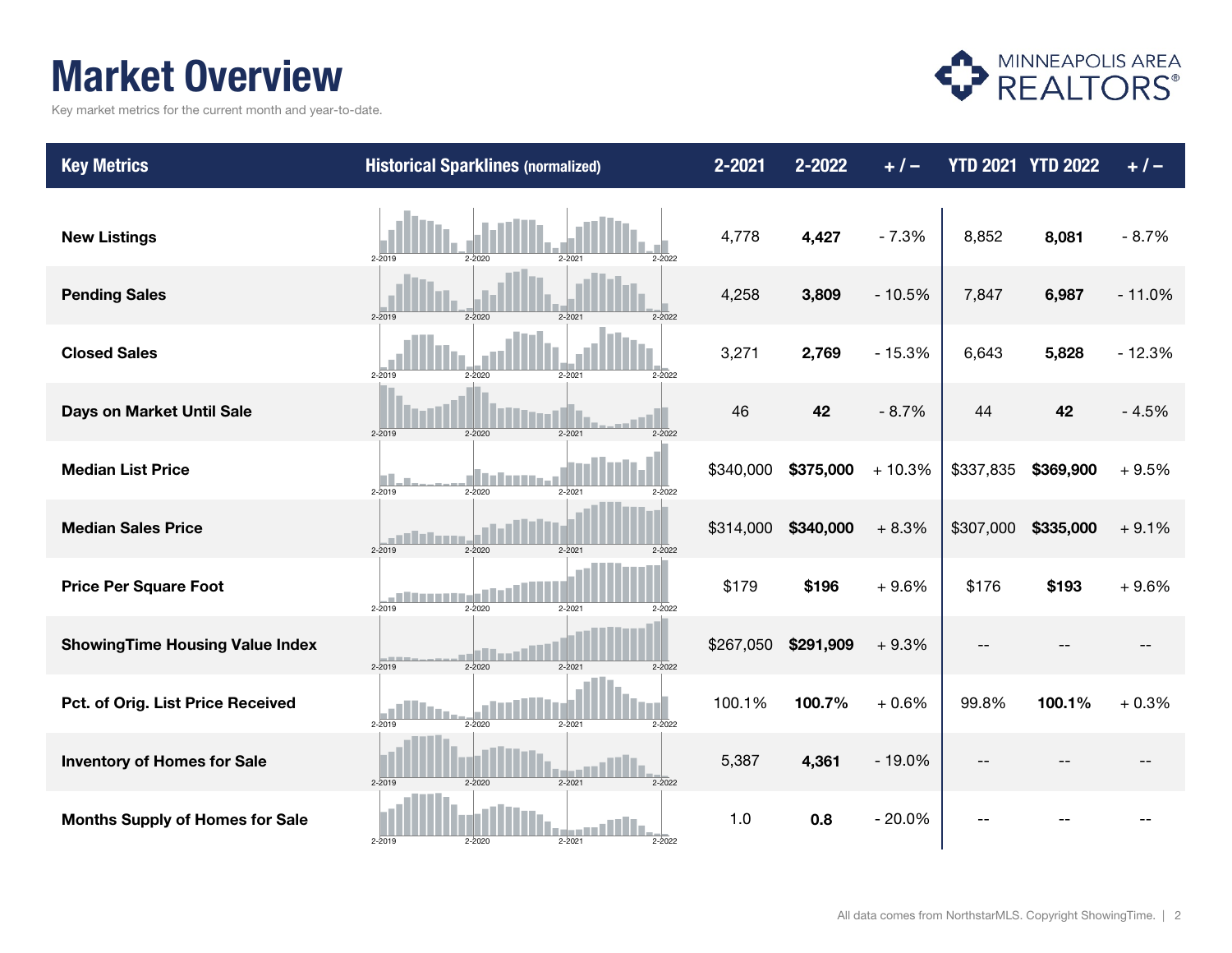# Market Overview

Key market metrics for the current month and year-to-date.

| Key Metrics | Historical Sparklines (normalized) | 2-2021 | 2-2022 | + / – | YTD 2021 | YTD 2022 | + / – |
|---|---|---|---|---|---|---|---|
| New Listings | 2-2019 2-2020 2-2021 2-2022 | 4,778 | **4,427** | - 7.3% | 8,852 | **8,081** | - 8.7% |
| Pending Sales | 2-2019 2-2020 2-2021 2-2022 | 4,258 | **3,809** | - 10.5% | 7,847 | **6,987** | - 11.0% |
| Closed Sales | 2-2019 2-2020 2-2021 2-2022 | 3,271 | **2,769** | - 15.3% | 6,643 | **5,828** | - 12.3% |
| Days on Market Until Sale | 2-2019 2-2020 2-2021 2-2022 | 46 | **42** | - 8.7% | 44 | **42** | - 4.5% |
| Median List Price | 2-2019 2-2020 2-2021 2-2022 | $340,000 | **$375,000** | + 10.3% | $337,835 | **$369,900** | + 9.5% |
| Median Sales Price | 2-2019 2-2020 2-2021 2-2022 | $314,000 | **$340,000** | + 8.3% | $307,000 | **$335,000** | + 9.1% |
| Price Per Square Foot | 2-2019 2-2020 2-2021 2-2022 | $179 | **$196** | + 9.6% | $176 | **$193** | + 9.6% |
| ShowingTime Housing Value Index | 2-2019 2-2020 2-2021 2-2022 | $267,050 | **$291,909** | + 9.3% | -- | -- | -- |
| Pct. of Orig. List Price Received | 2-2019 2-2020 2-2021 2-2022 | 100.1% | **100.7%** | + 0.6% | 99.8% | **100.1%** | + 0.3% |
| Inventory of Homes for Sale | 2-2019 2-2020 2-2021 2-2022 | 5,387 | **4,361** | - 19.0% | -- | -- | -- |
| Months Supply of Homes for Sale | 2-2019 2-2020 2-2021 2-2022 | 1.0 | **0.8** | - 20.0% | -- | -- | -- |

All data comes from NorthstarMLS. Copyright ShowingTime.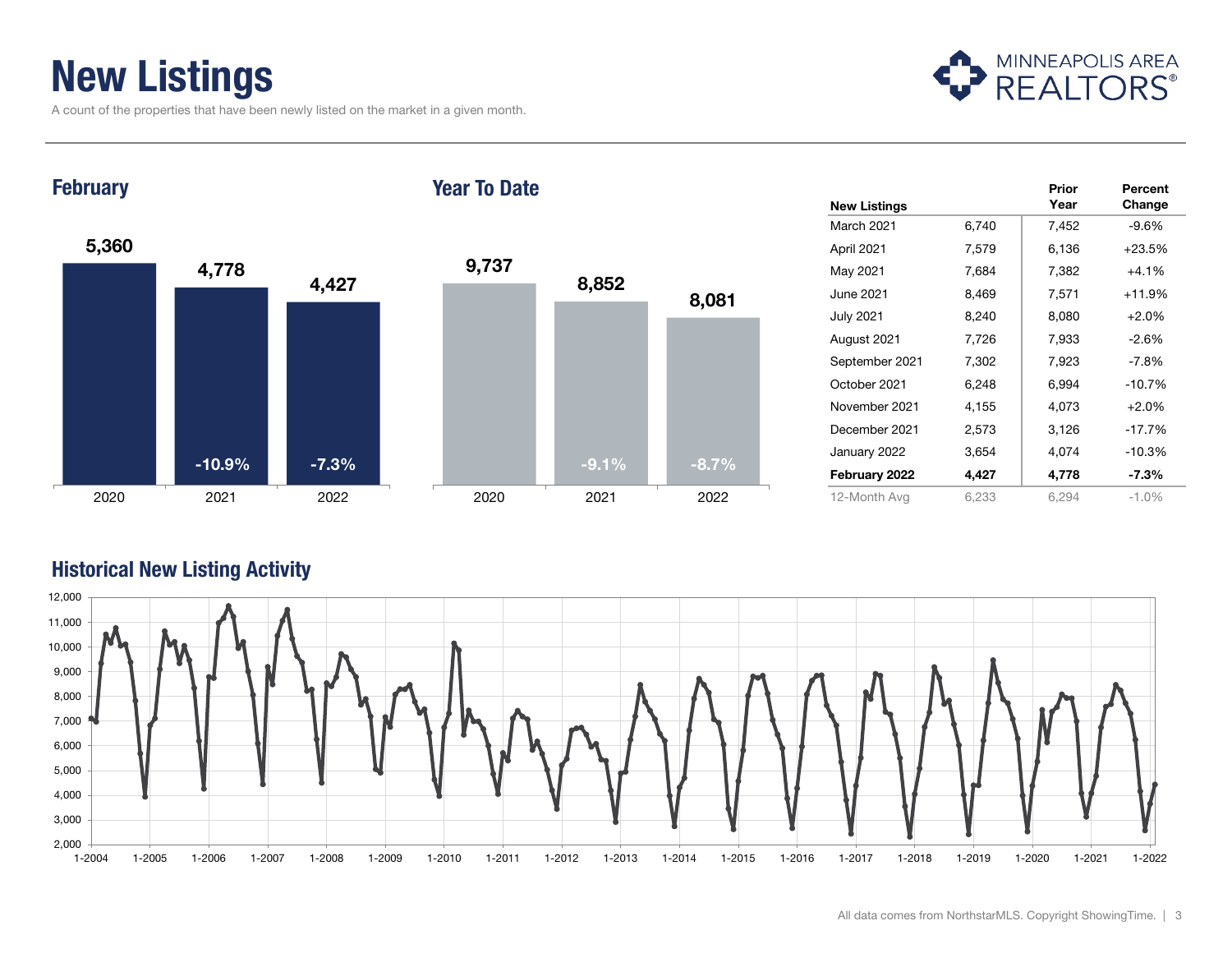# New Listings

A count of the properties that have been newly listed on the market in a given month.

MINNEAPOLIS AREA REALTORS®

## February

5,360
4,778
4,427
-10.9%
-7.3%
2020
2021
2022

## Year To Date

9,737
8,852
8,081
-9.1%
-8.7%
2020
2021
2022

| New Listings | | Prior Year | Percent Change |
|---|---|---|---|
| March 2021 | 6,740 | 7,452 | -9.6% |
| April 2021 | 7,579 | 6,136 | +23.5% |
| May 2021 | 7,684 | 7,382 | +4.1% |
| June 2021 | 8,469 | 7,571 | +11.9% |
| July 2021 | 8,240 | 8,080 | +2.0% |
| August 2021 | 7,726 | 7,933 | -2.6% |
| September 2021 | 7,302 | 7,923 | -7.8% |
| October 2021 | 6,248 | 6,994 | -10.7% |
| November 2021 | 4,155 | 4,073 | +2.0% |
| December 2021 | 2,573 | 3,126 | -17.7% |
| January 2022 | 3,654 | 4,074 | -10.3% |
| **February 2022** | **4,427** | **4,778** | **-7.3%** |
| 12-Month Avg | 6,233 | 6,294 | -1.0% |

## Historical New Listing Activity

12,000
11,000
10,000
9,000
8,000
7,000
6,000
5,000
4,000
3,000
2,000

1-2004
1-2005
1-2006
1-2007
1-2008
1-2009
1-2010
1-2011
1-2012
1-2013
1-2014
1-2015
1-2016
1-2017
1-2018
1-2019
1-2020
1-2021
1-2022

All data comes from NorthstarMLS. Copyright ShowingTime.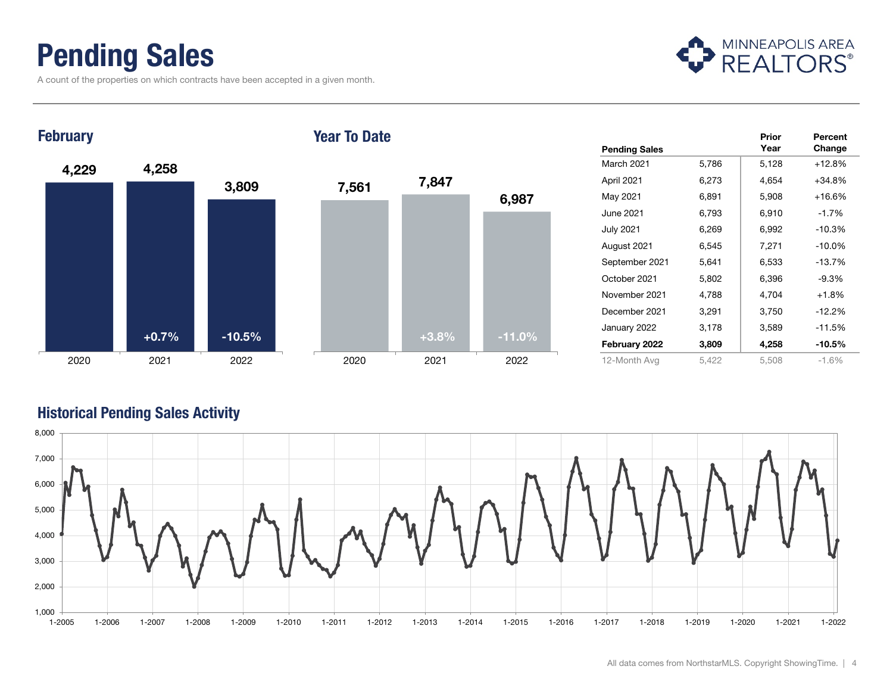# Pending Sales

A count of the properties on which contracts have been accepted in a given month.

MINNEAPOLIS AREA REALTORS®

## February

4,229
4,258
3,809
+0.7%
-10.5%
2020
2021
2022

## Year To Date

7,561
7,847
6,987
+3.8%
-11.0%
2020
2021
2022

| Pending Sales | | Prior Year | Percent Change |
|---|---|---|---|
| March 2021 | 5,786 | 5,128 | +12.8% |
| April 2021 | 6,273 | 4,654 | +34.8% |
| May 2021 | 6,891 | 5,908 | +16.6% |
| June 2021 | 6,793 | 6,910 | -1.7% |
| July 2021 | 6,269 | 6,992 | -10.3% |
| August 2021 | 6,545 | 7,271 | -10.0% |
| September 2021 | 5,641 | 6,533 | -13.7% |
| October 2021 | 5,802 | 6,396 | -9.3% |
| November 2021 | 4,788 | 4,704 | +1.8% |
| December 2021 | 3,291 | 3,750 | -12.2% |
| January 2022 | 3,178 | 3,589 | -11.5% |
| **February 2022** | **3,809** | **4,258** | **-10.5%** |
| 12-Month Avg | 5,422 | 5,508 | -1.6% |

## Historical Pending Sales Activity

8,000
7,000
6,000
5,000
4,000
3,000
2,000
1,000

1-2005 1-2006 1-2007 1-2008 1-2009 1-2010 1-2011 1-2012 1-2013 1-2014 1-2015 1-2016 1-2017 1-2018 1-2019 1-2020 1-2021 1-2022

All data comes from NorthstarMLS. Copyright ShowingTime.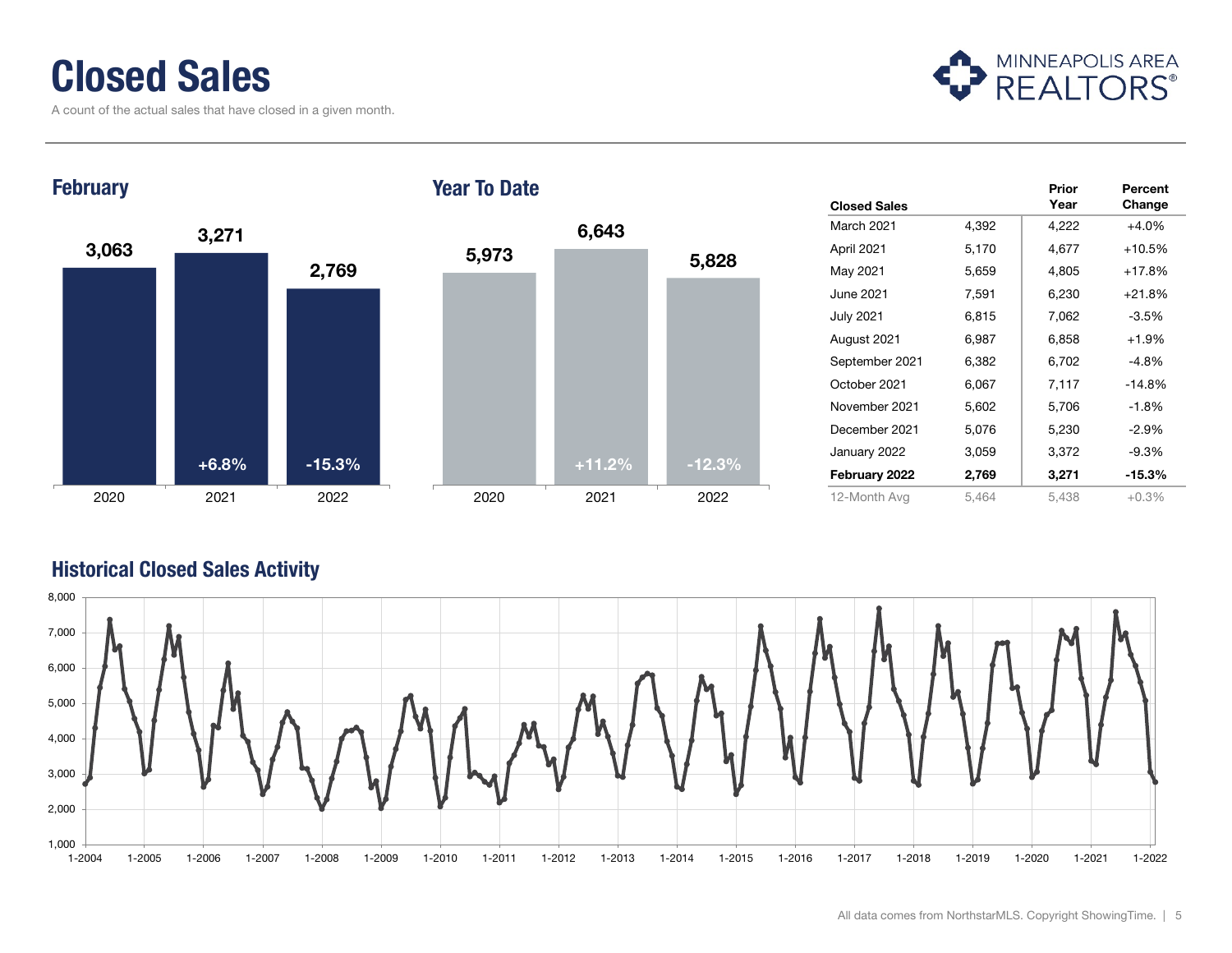# Closed Sales

A count of the actual sales that have closed in a given month.

MINNEAPOLIS AREA REALTORS®

## February

3,063
3,271
2,769
+6.8%
-15.3%
2020
2021
2022

## Year To Date

5,973
6,643
5,828
+11.2%
-12.3%
2020
2021
2022

| Closed Sales | | Prior Year | Percent Change |
|---|---|---|---|
| March 2021 | 4,392 | 4,222 | +4.0% |
| April 2021 | 5,170 | 4,677 | +10.5% |
| May 2021 | 5,659 | 4,805 | +17.8% |
| June 2021 | 7,591 | 6,230 | +21.8% |
| July 2021 | 6,815 | 7,062 | -3.5% |
| August 2021 | 6,987 | 6,858 | +1.9% |
| September 2021 | 6,382 | 6,702 | -4.8% |
| October 2021 | 6,067 | 7,117 | -14.8% |
| November 2021 | 5,602 | 5,706 | -1.8% |
| December 2021 | 5,076 | 5,230 | -2.9% |
| January 2022 | 3,059 | 3,372 | -9.3% |
| **February 2022** | **2,769** | **3,271** | **-15.3%** |
| 12-Month Avg | 5,464 | 5,438 | +0.3% |

## Historical Closed Sales Activity

8,000
7,000
6,000
5,000
4,000
3,000
2,000
1,000
1-2004 1-2005 1-2006 1-2007 1-2008 1-2009 1-2010 1-2011 1-2012 1-2013 1-2014 1-2015 1-2016 1-2017 1-2018 1-2019 1-2020 1-2021 1-2022

All data comes from NorthstarMLS. Copyright ShowingTime.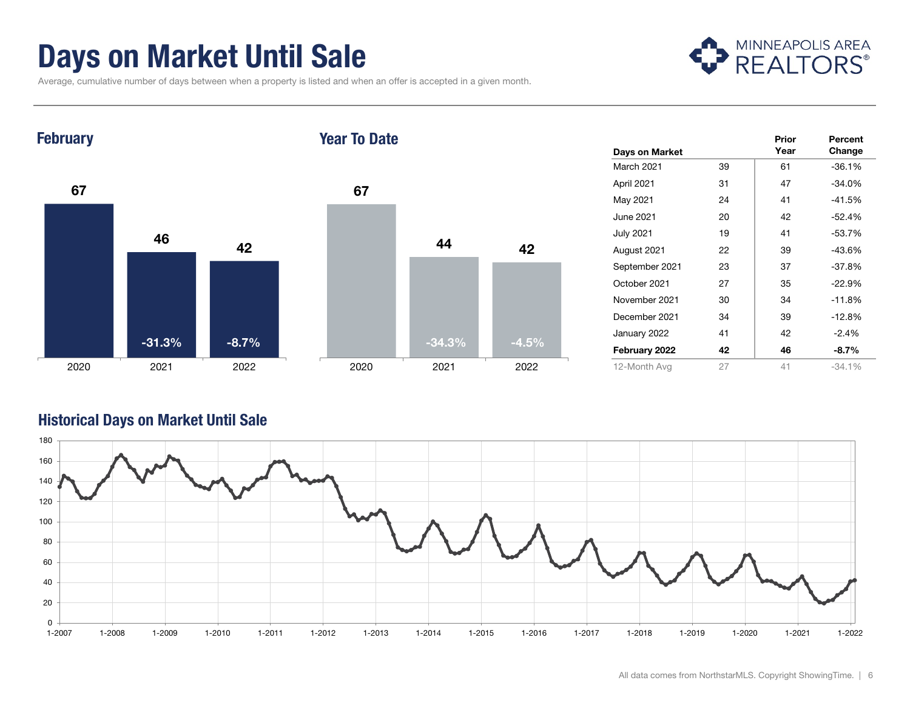# Days on Market Until Sale

Average, cumulative number of days between when a property is listed and when an offer is accepted in a given month.

## February

67
46
42
-31.3%
-8.7%
2020
2021
2022

## Year To Date

67
44
42
-34.3%
-4.5%
2020
2021
2022

| Days on Market | | Prior Year | Percent Change |
|---|---|---|---|
| March 2021 | 39 | 61 | -36.1% |
| April 2021 | 31 | 47 | -34.0% |
| May 2021 | 24 | 41 | -41.5% |
| June 2021 | 20 | 42 | -52.4% |
| July 2021 | 19 | 41 | -53.7% |
| August 2021 | 22 | 39 | -43.6% |
| September 2021 | 23 | 37 | -37.8% |
| October 2021 | 27 | 35 | -22.9% |
| November 2021 | 30 | 34 | -11.8% |
| December 2021 | 34 | 39 | -12.8% |
| January 2022 | 41 | 42 | -2.4% |
| **February 2022** | **42** | **46** | **-8.7%** |
| 12-Month Avg | 27 | 41 | -34.1% |

## Historical Days on Market Until Sale

180
160
140
120
100
80
60
40
20
0
1-2007
1-2008
1-2009
1-2010
1-2011
1-2012
1-2013
1-2014
1-2015
1-2016
1-2017
1-2018
1-2019
1-2020
1-2021
1-2022

All data comes from NorthstarMLS. Copyright ShowingTime.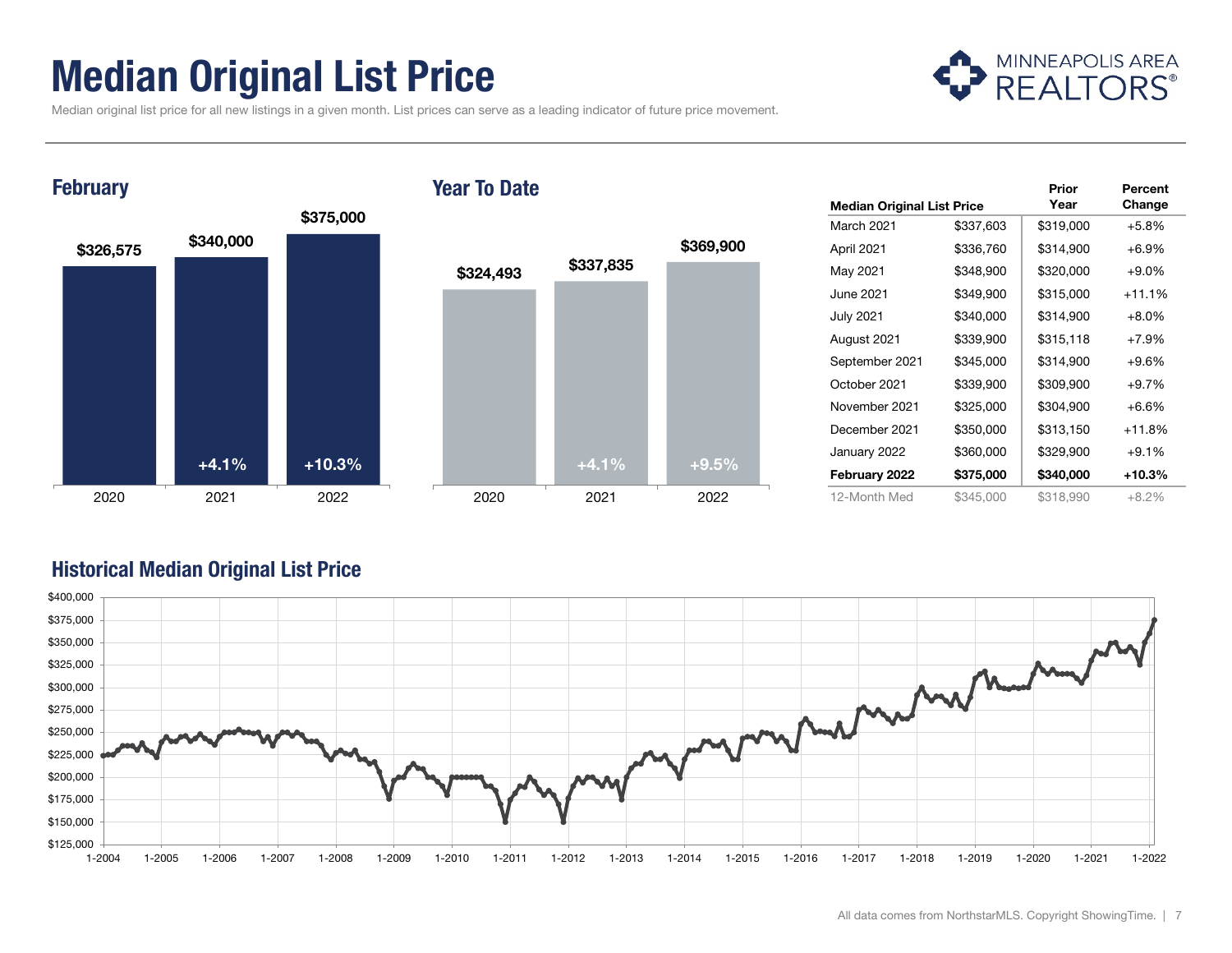# Median Original List Price

Median original list price for all new listings in a given month. List prices can serve as a leading indicator of future price movement.

MINNEAPOLIS AREA REALTORS®

## February

$326,575
$340,000
$375,000
+4.1%
+10.3%
2020
2021
2022

## Year To Date

$324,493
$337,835
$369,900
+4.1%
+9.5%
2020
2021
2022

| Median Original List Price | | Prior Year | Percent Change |
|---|---|---|---|
| March 2021 | $337,603 | $319,000 | +5.8% |
| April 2021 | $336,760 | $314,900 | +6.9% |
| May 2021 | $348,900 | $320,000 | +9.0% |
| June 2021 | $349,900 | $315,000 | +11.1% |
| July 2021 | $340,000 | $314,900 | +8.0% |
| August 2021 | $339,900 | $315,118 | +7.9% |
| September 2021 | $345,000 | $314,900 | +9.6% |
| October 2021 | $339,900 | $309,900 | +9.7% |
| November 2021 | $325,000 | $304,900 | +6.6% |
| December 2021 | $350,000 | $313,150 | +11.8% |
| January 2022 | $360,000 | $329,900 | +9.1% |
| **February 2022** | **$375,000** | **$340,000** | **+10.3%** |
| 12-Month Med | $345,000 | $318,990 | +8.2% |

## Historical Median Original List Price

$400,000
$375,000
$350,000
$325,000
$300,000
$275,000
$250,000
$225,000
$200,000
$175,000
$150,000
$125,000

1-2004 1-2005 1-2006 1-2007 1-2008 1-2009 1-2010 1-2011 1-2012 1-2013 1-2014 1-2015 1-2016 1-2017 1-2018 1-2019 1-2020 1-2021 1-2022

All data comes from NorthstarMLS. Copyright ShowingTime.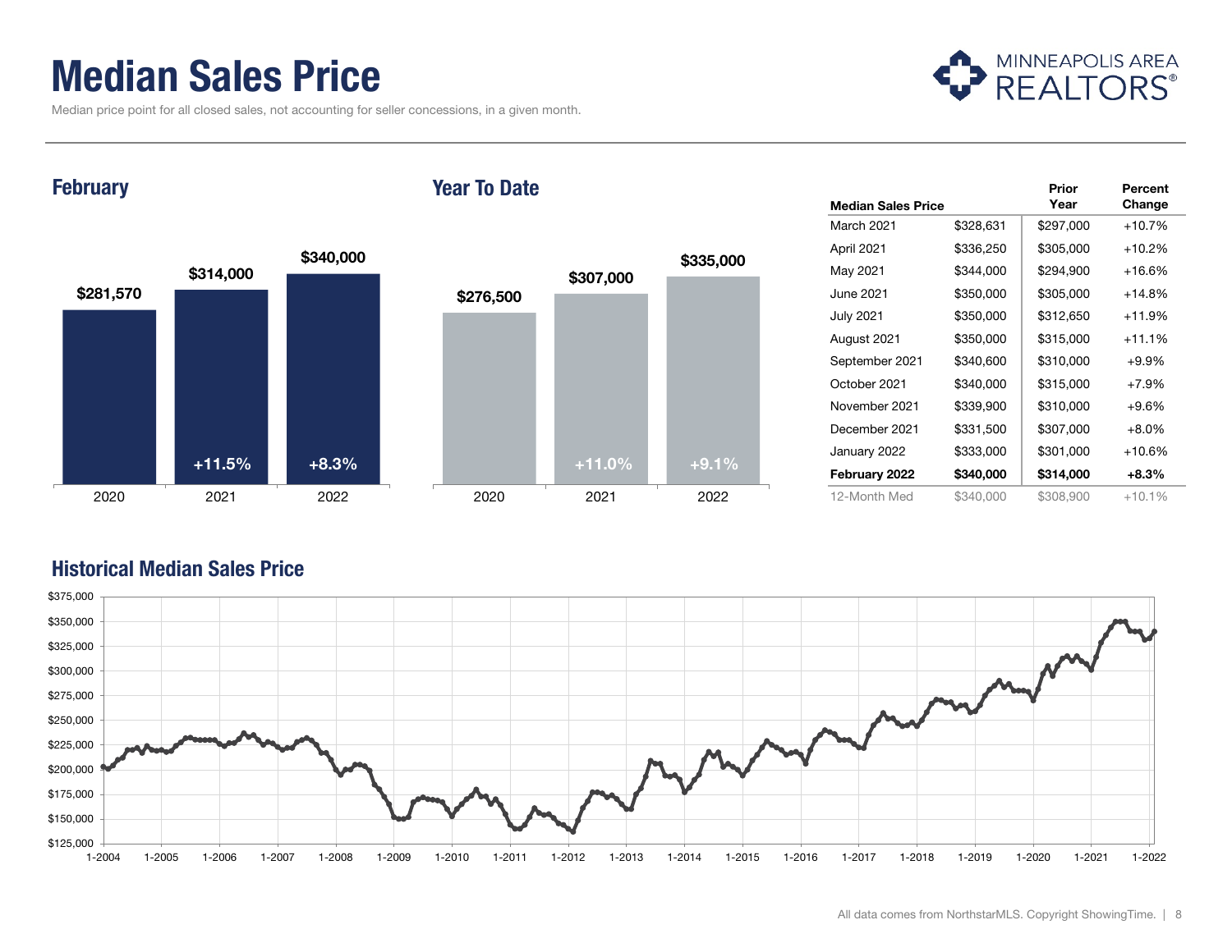# Median Sales Price

Median price point for all closed sales, not accounting for seller concessions, in a given month.

MINNEAPOLIS AREA REALTORS®

## February

$281,570
$314,000
$340,000
+11.5%
+8.3%
2020
2021
2022

## Year To Date

$276,500
$307,000
$335,000
+11.0%
+9.1%
2020
2021
2022

| Median Sales Price | | Prior Year | Percent Change |
|---|---|---|---|
| March 2021 | $328,631 | $297,000 | +10.7% |
| April 2021 | $336,250 | $305,000 | +10.2% |
| May 2021 | $344,000 | $294,900 | +16.6% |
| June 2021 | $350,000 | $305,000 | +14.8% |
| July 2021 | $350,000 | $312,650 | +11.9% |
| August 2021 | $350,000 | $315,000 | +11.1% |
| September 2021 | $340,600 | $310,000 | +9.9% |
| October 2021 | $340,000 | $315,000 | +7.9% |
| November 2021 | $339,900 | $310,000 | +9.6% |
| December 2021 | $331,500 | $307,000 | +8.0% |
| January 2022 | $333,000 | $301,000 | +10.6% |
| **February 2022** | **$340,000** | **$314,000** | **+8.3%** |
| 12-Month Med | $340,000 | $308,900 | +10.1% |

## Historical Median Sales Price

$375,000
$350,000
$325,000
$300,000
$275,000
$250,000
$225,000
$200,000
$175,000
$150,000
$125,000

1-2004 1-2005 1-2006 1-2007 1-2008 1-2009 1-2010 1-2011 1-2012 1-2013 1-2014 1-2015 1-2016 1-2017 1-2018 1-2019 1-2020 1-2021 1-2022

All data comes from NorthstarMLS. Copyright ShowingTime.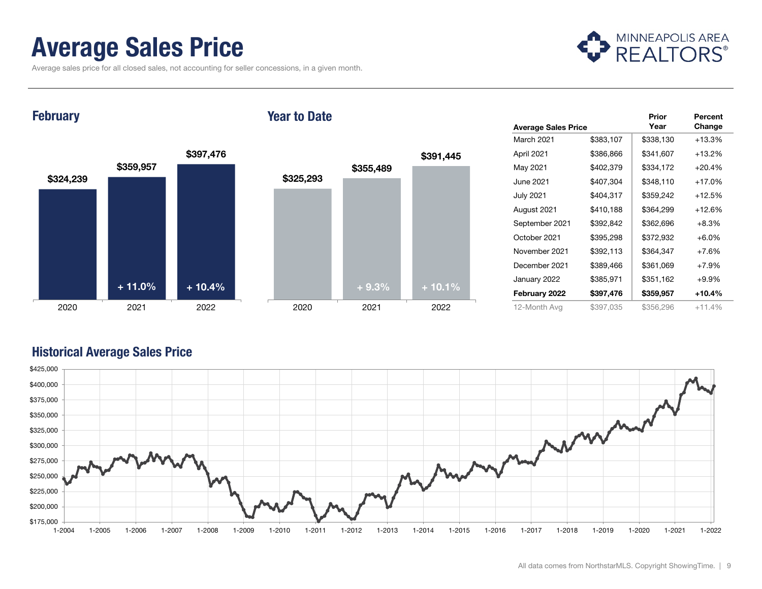# Average Sales Price

Average sales price for all closed sales, not accounting for seller concessions, in a given month.

MINNEAPOLIS AREA REALTORS®

## February

$324,239
$359,957
$397,476
+ 11.0%
+ 10.4%
2020
2021
2022

## Year to Date

$325,293
$355,489
$391,445
+ 9.3%
+ 10.1%
2020
2021
2022

| Average Sales Price | | Prior Year | Percent Change |
|---|---|---|---|
| March 2021 | $383,107 | $338,130 | +13.3% |
| April 2021 | $386,866 | $341,607 | +13.2% |
| May 2021 | $402,379 | $334,172 | +20.4% |
| June 2021 | $407,304 | $348,110 | +17.0% |
| July 2021 | $404,317 | $359,242 | +12.5% |
| August 2021 | $410,188 | $364,299 | +12.6% |
| September 2021 | $392,842 | $362,696 | +8.3% |
| October 2021 | $395,298 | $372,932 | +6.0% |
| November 2021 | $392,113 | $364,347 | +7.6% |
| December 2021 | $389,466 | $361,069 | +7.9% |
| January 2022 | $385,971 | $351,162 | +9.9% |
| **February 2022** | **$397,476** | **$359,957** | **+10.4%** |
| 12-Month Avg | $397,035 | $356,296 | +11.4% |

## Historical Average Sales Price

$425,000
$400,000
$375,000
$350,000
$325,000
$300,000
$275,000
$250,000
$225,000
$200,000
$175,000

1-2004 1-2005 1-2006 1-2007 1-2008 1-2009 1-2010 1-2011 1-2012 1-2013 1-2014 1-2015 1-2016 1-2017 1-2018 1-2019 1-2020 1-2021 1-2022

All data comes from NorthstarMLS. Copyright ShowingTime.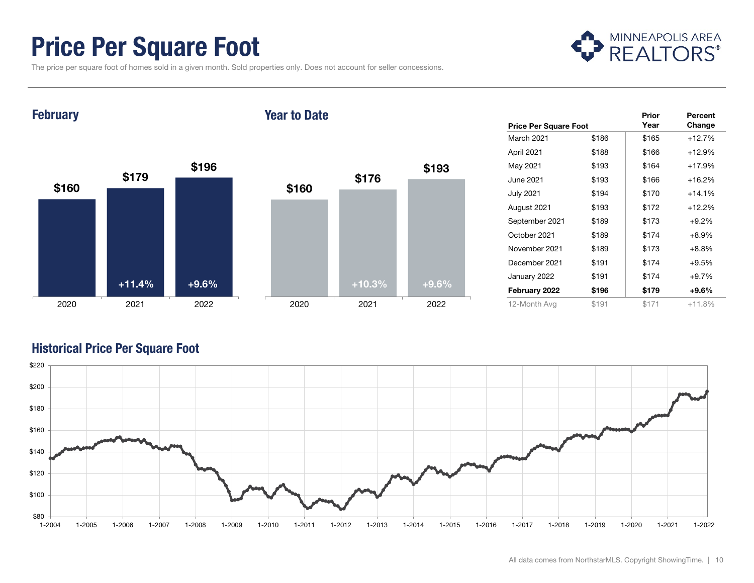# Price Per Square Foot

The price per square foot of homes sold in a given month. Sold properties only. Does not account for seller concessions.

MINNEAPOLIS AREA REALTORS®

## February

$160
$179
$196
+11.4%
+9.6%
2020
2021
2022

## Year to Date

$160
$176
$193
+10.3%
+9.6%
2020
2021
2022

| Price Per Square Foot | | Prior Year | Percent Change |
|---|---|---|---|
| March 2021 | $186 | $165 | +12.7% |
| April 2021 | $188 | $166 | +12.9% |
| May 2021 | $193 | $164 | +17.9% |
| June 2021 | $193 | $166 | +16.2% |
| July 2021 | $194 | $170 | +14.1% |
| August 2021 | $193 | $172 | +12.2% |
| September 2021 | $189 | $173 | +9.2% |
| October 2021 | $189 | $174 | +8.9% |
| November 2021 | $189 | $173 | +8.8% |
| December 2021 | $191 | $174 | +9.5% |
| January 2022 | $191 | $174 | +9.7% |
| **February 2022** | **$196** | **$179** | **+9.6%** |
| 12-Month Avg | $191 | $171 | +11.8% |

## Historical Price Per Square Foot

$220
$200
$180
$160
$140
$120
$100
$80

1-2004 1-2005 1-2006 1-2007 1-2008 1-2009 1-2010 1-2011 1-2012 1-2013 1-2014 1-2015 1-2016 1-2017 1-2018 1-2019 1-2020 1-2021 1-2022

All data comes from NorthstarMLS. Copyright ShowingTime.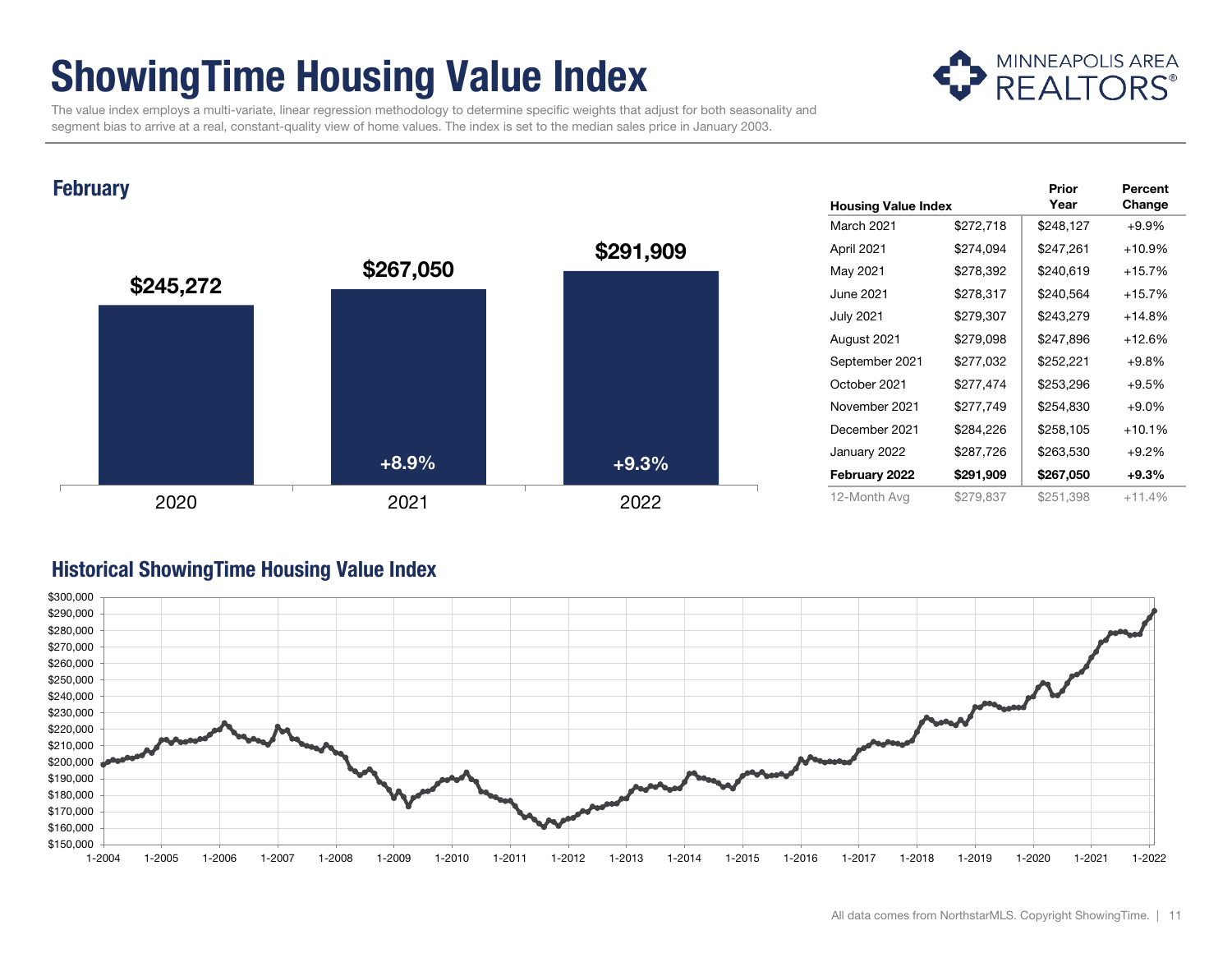# ShowingTime Housing Value Index

The value index employs a multi-variate, linear regression methodology to determine specific weights that adjust for both seasonality and segment bias to arrive at a real, constant-quality view of home values. The index is set to the median sales price in January 2003.

MINNEAPOLIS AREA REALTORS®

## February

$245,272
$267,050
$291,909

+8.9%
+9.3%

2020
2021
2022

| Housing Value Index | | Prior Year | Percent Change |
|---|---|---|---|
| March 2021 | $272,718 | $248,127 | +9.9% |
| April 2021 | $274,094 | $247,261 | +10.9% |
| May 2021 | $278,392 | $240,619 | +15.7% |
| June 2021 | $278,317 | $240,564 | +15.7% |
| July 2021 | $279,307 | $243,279 | +14.8% |
| August 2021 | $279,098 | $247,896 | +12.6% |
| September 2021 | $277,032 | $252,221 | +9.8% |
| October 2021 | $277,474 | $253,296 | +9.5% |
| November 2021 | $277,749 | $254,830 | +9.0% |
| December 2021 | $284,226 | $258,105 | +10.1% |
| January 2022 | $287,726 | $263,530 | +9.2% |
| **February 2022** | **$291,909** | **$267,050** | **+9.3%** |
| 12-Month Avg | $279,837 | $251,398 | +11.4% |

## Historical ShowingTime Housing Value Index

$300,000
$290,000
$280,000
$270,000
$260,000
$250,000
$240,000
$230,000
$220,000
$210,000
$200,000
$190,000
$180,000
$170,000
$160,000
$150,000

1-2004 1-2005 1-2006 1-2007 1-2008 1-2009 1-2010 1-2011 1-2012 1-2013 1-2014 1-2015 1-2016 1-2017 1-2018 1-2019 1-2020 1-2021 1-2022

All data comes from NorthstarMLS. Copyright ShowingTime.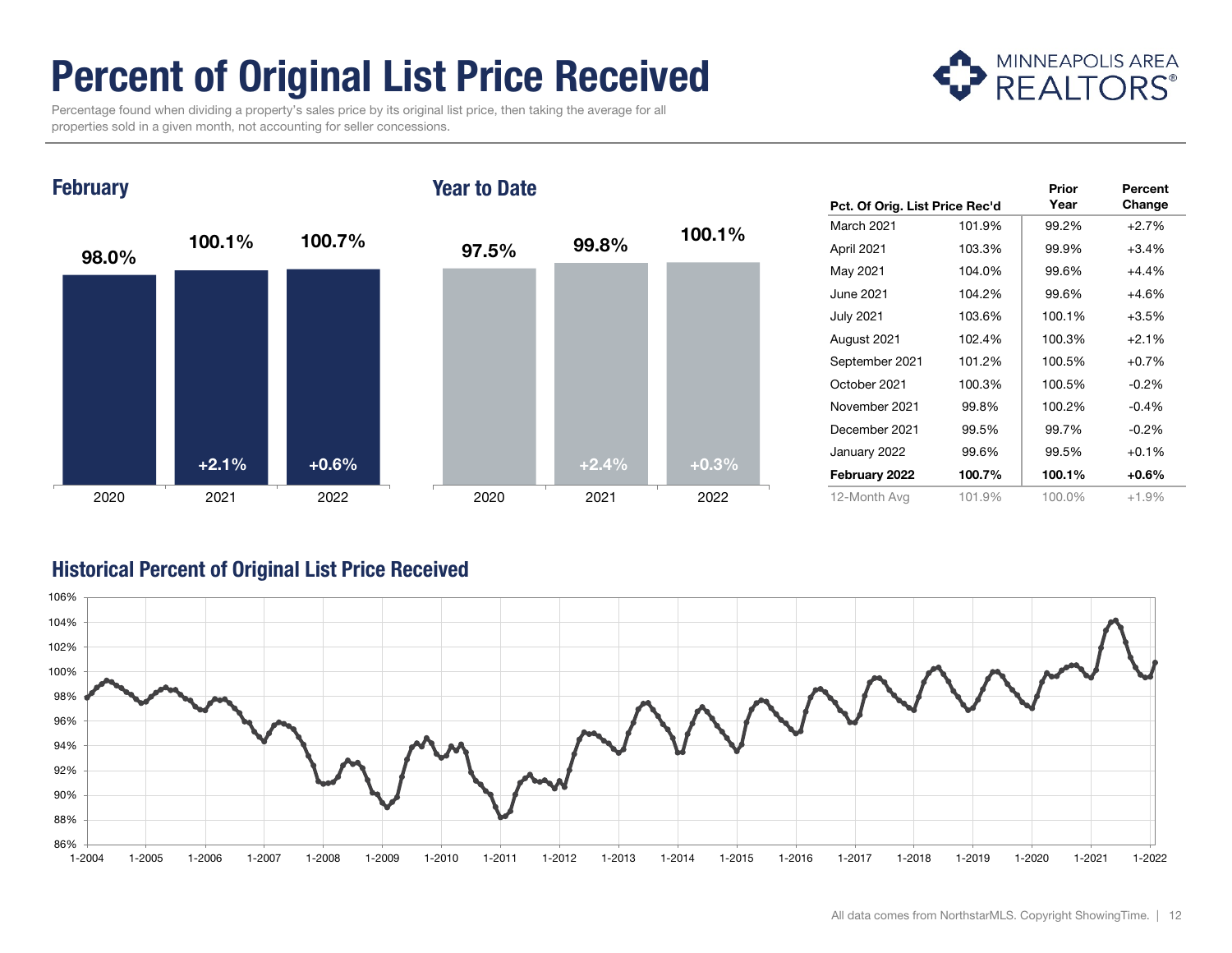# Percent of Original List Price Received

Percentage found when dividing a property's sales price by its original list price, then taking the average for all properties sold in a given month, not accounting for seller concessions.

MINNEAPOLIS AREA REALTORS®

## February

98.0%
100.1%
100.7%
+2.1%
+0.6%
2020
2021
2022

## Year to Date

97.5%
99.8%
100.1%
+2.4%
+0.3%
2020
2021
2022

| Pct. Of Orig. List Price Rec'd | | Prior Year | Percent Change |
|---|---|---|---|
| March 2021 | 101.9% | 99.2% | +2.7% |
| April 2021 | 103.3% | 99.9% | +3.4% |
| May 2021 | 104.0% | 99.6% | +4.4% |
| June 2021 | 104.2% | 99.6% | +4.6% |
| July 2021 | 103.6% | 100.1% | +3.5% |
| August 2021 | 102.4% | 100.3% | +2.1% |
| September 2021 | 101.2% | 100.5% | +0.7% |
| October 2021 | 100.3% | 100.5% | -0.2% |
| November 2021 | 99.8% | 100.2% | -0.4% |
| December 2021 | 99.5% | 99.7% | -0.2% |
| January 2022 | 99.6% | 99.5% | +0.1% |
| **February 2022** | **100.7%** | **100.1%** | **+0.6%** |
| 12-Month Avg | 101.9% | 100.0% | +1.9% |

## Historical Percent of Original List Price Received

106%
104%
102%
100%
98%
96%
94%
92%
90%
88%
86%

1-2004 1-2005 1-2006 1-2007 1-2008 1-2009 1-2010 1-2011 1-2012 1-2013 1-2014 1-2015 1-2016 1-2017 1-2018 1-2019 1-2020 1-2021 1-2022

All data comes from NorthstarMLS. Copyright ShowingTime.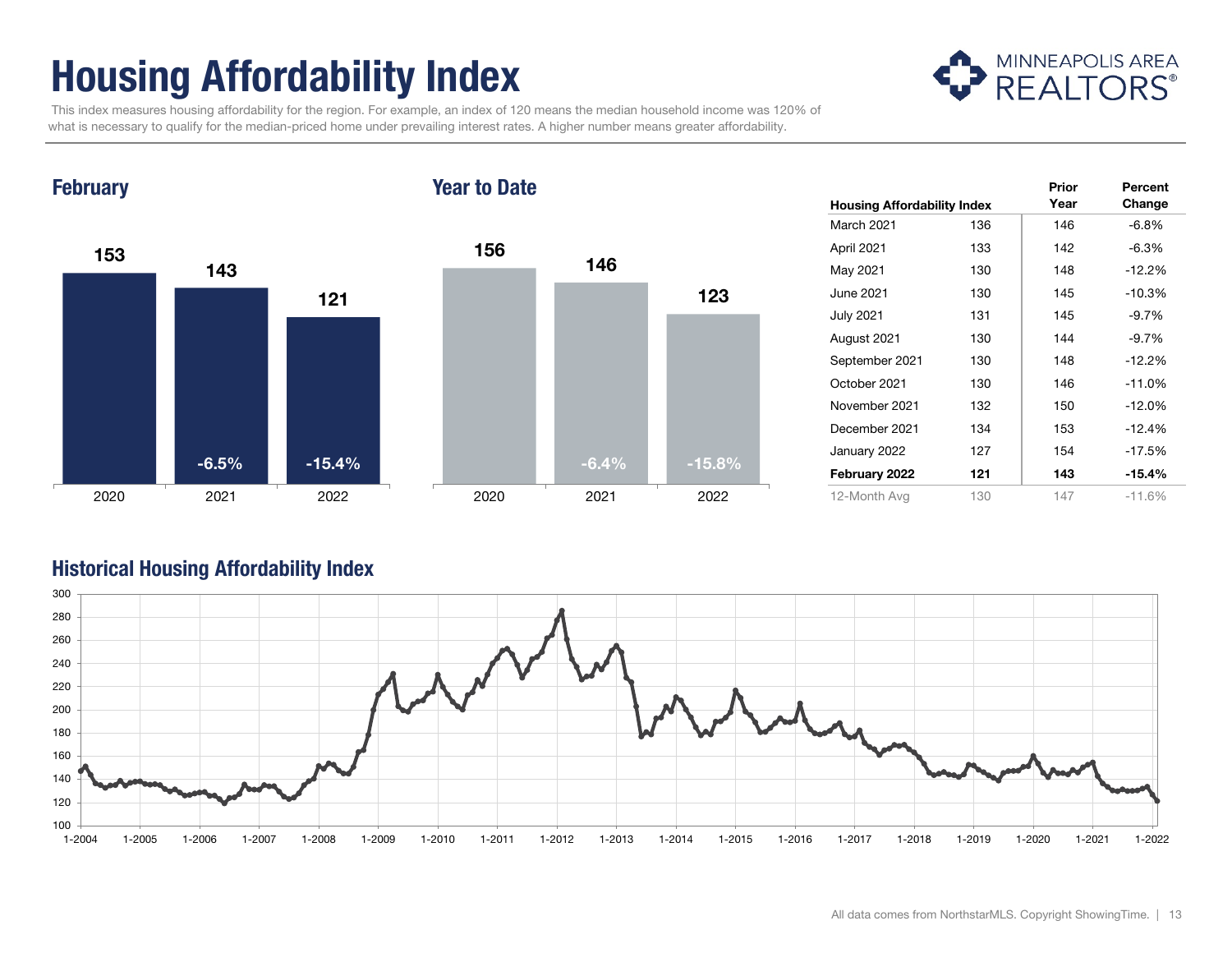# Housing Affordability Index

This index measures housing affordability for the region. For example, an index of 120 means the median household income was 120% of what is necessary to qualify for the median-priced home under prevailing interest rates. A higher number means greater affordability.

MINNEAPOLIS AREA REALTORS®

## February

153
143
121
-6.5%
-15.4%
2020
2021
2022

## Year to Date

156
146
123
-6.4%
-15.8%
2020
2021
2022

| Housing Affordability Index | | Prior Year | Percent Change |
|---|---|---|---|
| March 2021 | 136 | 146 | -6.8% |
| April 2021 | 133 | 142 | -6.3% |
| May 2021 | 130 | 148 | -12.2% |
| June 2021 | 130 | 145 | -10.3% |
| July 2021 | 131 | 145 | -9.7% |
| August 2021 | 130 | 144 | -9.7% |
| September 2021 | 130 | 148 | -12.2% |
| October 2021 | 130 | 146 | -11.0% |
| November 2021 | 132 | 150 | -12.0% |
| December 2021 | 134 | 153 | -12.4% |
| January 2022 | 127 | 154 | -17.5% |
| **February 2022** | **121** | **143** | **-15.4%** |
| 12-Month Avg | 130 | 147 | -11.6% |

## Historical Housing Affordability Index

300
280
260
240
220
200
180
160
140
120
100

1-2004
1-2005
1-2006
1-2007
1-2008
1-2009
1-2010
1-2011
1-2012
1-2013
1-2014
1-2015
1-2016
1-2017
1-2018
1-2019
1-2020
1-2021
1-2022

All data comes from NorthstarMLS. Copyright ShowingTime.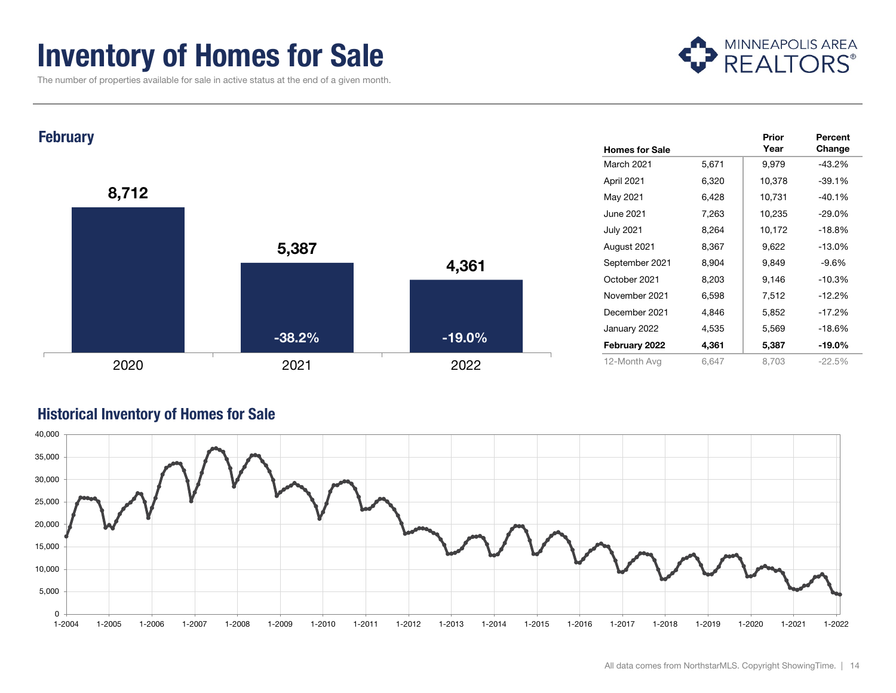# Inventory of Homes for Sale

The number of properties available for sale in active status at the end of a given month.

MINNEAPOLIS AREA REALTORS®

## February

8,712

5,387

4,361

-38.2%

-19.0%

2020

2021

2022

| Homes for Sale | | Prior Year | Percent Change |
|---|---|---|---|
| March 2021 | 5,671 | 9,979 | -43.2% |
| April 2021 | 6,320 | 10,378 | -39.1% |
| May 2021 | 6,428 | 10,731 | -40.1% |
| June 2021 | 7,263 | 10,235 | -29.0% |
| July 2021 | 8,264 | 10,172 | -18.8% |
| August 2021 | 8,367 | 9,622 | -13.0% |
| September 2021 | 8,904 | 9,849 | -9.6% |
| October 2021 | 8,203 | 9,146 | -10.3% |
| November 2021 | 6,598 | 7,512 | -12.2% |
| December 2021 | 4,846 | 5,852 | -17.2% |
| January 2022 | 4,535 | 5,569 | -18.6% |
| **February 2022** | **4,361** | **5,387** | **-19.0%** |
| 12-Month Avg | 6,647 | 8,703 | -22.5% |

## Historical Inventory of Homes for Sale

40,000
35,000
30,000
25,000
20,000
15,000
10,000
5,000
0

1-2004 1-2005 1-2006 1-2007 1-2008 1-2009 1-2010 1-2011 1-2012 1-2013 1-2014 1-2015 1-2016 1-2017 1-2018 1-2019 1-2020 1-2021 1-2022

All data comes from NorthstarMLS. Copyright ShowingTime.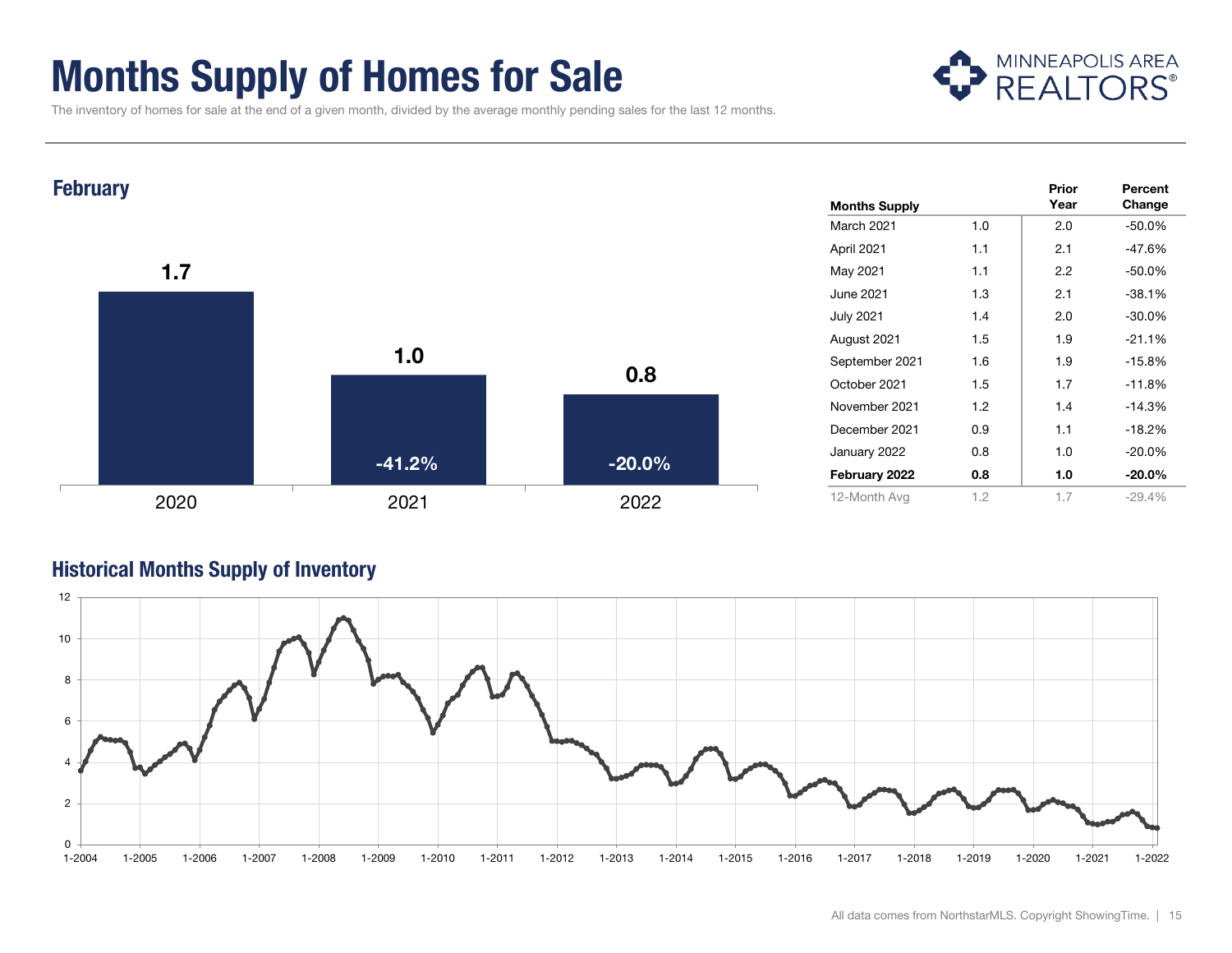# Months Supply of Homes for Sale

The inventory of homes for sale at the end of a given month, divided by the average monthly pending sales for the last 12 months.

MINNEAPOLIS AREA REALTORS®

## February

1.7

1.0

0.8

-41.2%

-20.0%

2020

2021

2022

| Months Supply | | Prior Year | Percent Change |
|---|---|---|---|
| March 2021 | 1.0 | 2.0 | -50.0% |
| April 2021 | 1.1 | 2.1 | -47.6% |
| May 2021 | 1.1 | 2.2 | -50.0% |
| June 2021 | 1.3 | 2.1 | -38.1% |
| July 2021 | 1.4 | 2.0 | -30.0% |
| August 2021 | 1.5 | 1.9 | -21.1% |
| September 2021 | 1.6 | 1.9 | -15.8% |
| October 2021 | 1.5 | 1.7 | -11.8% |
| November 2021 | 1.2 | 1.4 | -14.3% |
| December 2021 | 0.9 | 1.1 | -18.2% |
| January 2022 | 0.8 | 1.0 | -20.0% |
| **February 2022** | **0.8** | **1.0** | **-20.0%** |
| 12-Month Avg | 1.2 | 1.7 | -29.4% |

## Historical Months Supply of Inventory

12
10
8
6
4
2
0

1-2004 1-2005 1-2006 1-2007 1-2008 1-2009 1-2010 1-2011 1-2012 1-2013 1-2014 1-2015 1-2016 1-2017 1-2018 1-2019 1-2020 1-2021 1-2022

All data comes from NorthstarMLS. Copyright ShowingTime.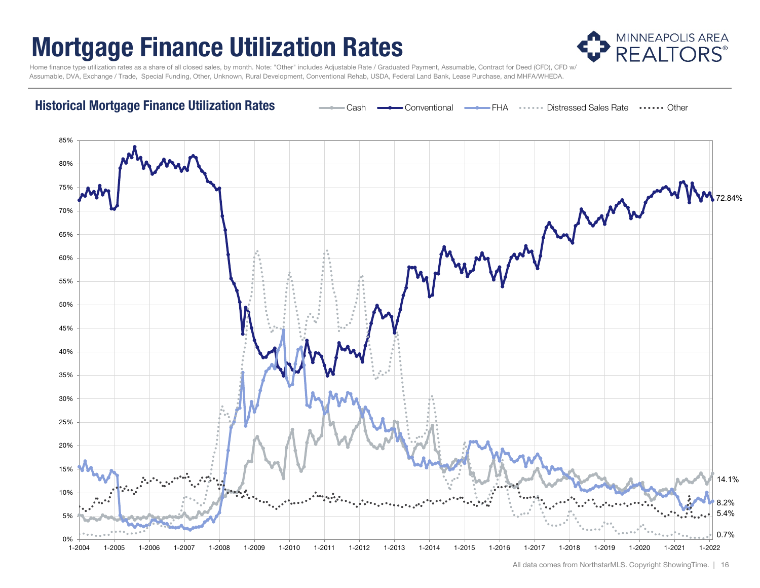# Mortgage Finance Utilization Rates

Home finance type utilization rates as a share of all closed sales, by month. Note: "Other" includes Adjustable Rate / Graduated Payment, Assumable, Contract for Deed (CFD), CFD w/ Assumable, DVA, Exchange / Trade, Special Funding, Other, Unknown, Rural Development, Conventional Rehab, USDA, Federal Land Bank, Lease Purchase, and MHFA/WHEDA.

## Historical Mortgage Finance Utilization Rates

Cash
Conventional
FHA
Distressed Sales Rate
Other

85%
80%
75%
70%
65%
60%
55%
50%
45%
40%
35%
30%
25%
20%
15%
10%
5%
0%

1-2004
1-2005
1-2006
1-2007
1-2008
1-2009
1-2010
1-2011
1-2012
1-2013
1-2014
1-2015
1-2016
1-2017
1-2018
1-2019
1-2020
1-2021
1-2022

72.84%
14.1%
8.2%
5.4%
0.7%

All data comes from NorthstarMLS. Copyright ShowingTime.